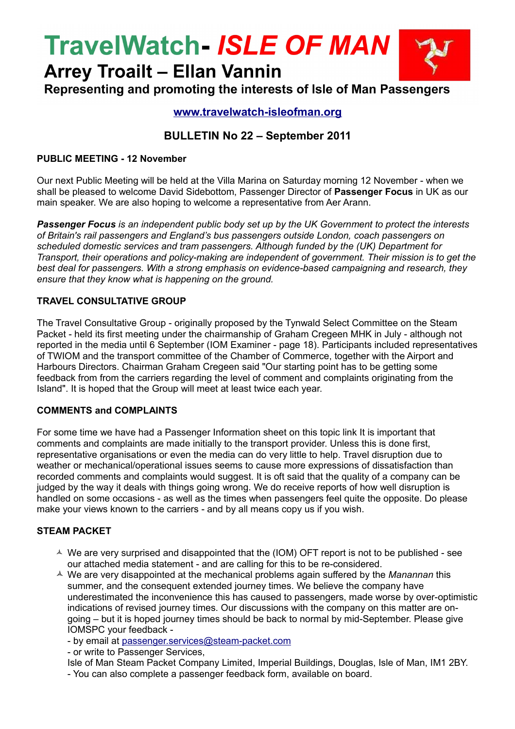# TravelWatch- *ISLE OF MAN*

## Arrey Troailt – Ellan Vannin

### Representing and promoting the interests of Isle of Man Passengers

[www.travelwatch-isleofman.org](http://www.travelwatch-isleofman.org)

## BULLETIN No 22 – September 2011

**PUBLIC MEETING - 12 November**

Our next Public Meeting will be held at the Villa Marina on Saturday morning 12 November - when we shall be pleased to welcome David Sidebottom, Passenger Director of **Passenger Focus** in UK as our main speaker. We are also hoping to welcome a representative from Aer Arann.

***Passenger Focus*** *is an independent public body set up by the UK Government to protect the interests of Britain's rail passengers and England's bus passengers outside London, coach passengers on scheduled domestic services and tram passengers. Although funded by the (UK) Department for Transport, their operations and policy-making are independent of government. Their mission is to get the best deal for passengers. With a strong emphasis on evidence-based campaigning and research, they ensure that they know what is happening on the ground.*

**TRAVEL CONSULTATIVE GROUP**

The Travel Consultative Group - originally proposed by the Tynwald Select Committee on the Steam Packet - held its first meeting under the chairmanship of Graham Cregeen MHK in July - although not reported in the media until 6 September (IOM Examiner - page 18). Participants included representatives of TWIOM and the transport committee of the Chamber of Commerce, together with the Airport and Harbours Directors. Chairman Graham Cregeen said "Our starting point has to be getting some feedback from from the carriers regarding the level of comment and complaints originating from the Island". It is hoped that the Group will meet at least twice each year.

**COMMENTS and COMPLAINTS**

For some time we have had a Passenger Information sheet on this topic link It is important that comments and complaints are made initially to the transport provider. Unless this is done first, representative organisations or even the media can do very little to help. Travel disruption due to weather or mechanical/operational issues seems to cause more expressions of dissatisfaction than recorded comments and complaints would suggest. It is oft said that the quality of a company can be judged by the way it deals with things going wrong. We do receive reports of how well disruption is handled on some occasions - as well as the times when passengers feel quite the opposite. Do please make your views known to the carriers - and by all means copy us if you wish.

**STEAM PACKET**

- We are very surprised and disappointed that the (IOM) OFT report is not to be published - see our attached media statement - and are calling for this to be re-considered.
- We are very disappointed at the mechanical problems again suffered by the *Manannan* this summer, and the consequent extended journey times. We believe the company have underestimated the inconvenience this has caused to passengers, made worse by over-optimistic indications of revised journey times. Our discussions with the company on this matter are on-going – but it is hoped journey times should be back to normal by mid-September. Please give IOMSPC your feedback -
  - by email at [passenger.services@steam-packet.com](mailto:passenger.services@steam-packet.com)
  - or write to Passenger Services,
  Isle of Man Steam Packet Company Limited, Imperial Buildings, Douglas, Isle of Man, IM1 2BY.
  - You can also complete a passenger feedback form, available on board.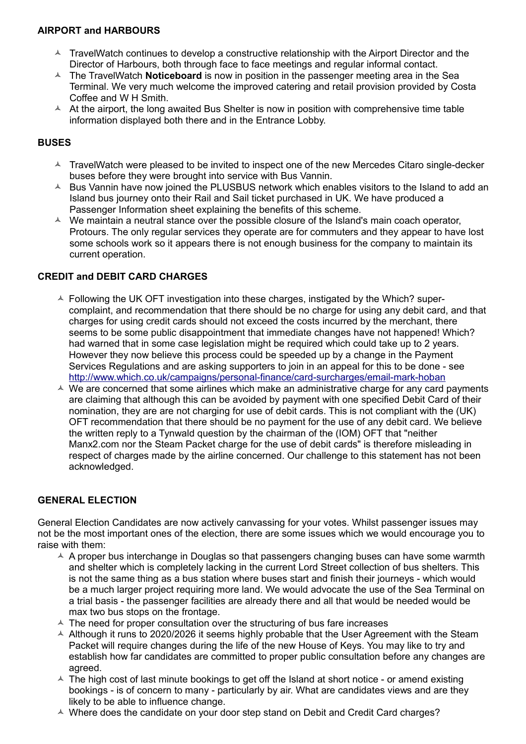**AIRPORT and HARBOURS**

- TravelWatch continues to develop a constructive relationship with the Airport Director and the Director of Harbours, both through face to face meetings and regular informal contact.
- The TravelWatch **Noticeboard** is now in position in the passenger meeting area in the Sea Terminal. We very much welcome the improved catering and retail provision provided by Costa Coffee and W H Smith.
- At the airport, the long awaited Bus Shelter is now in position with comprehensive time table information displayed both there and in the Entrance Lobby.

**BUSES**

- TravelWatch were pleased to be invited to inspect one of the new Mercedes Citaro single-decker buses before they were brought into service with Bus Vannin.
- Bus Vannin have now joined the PLUSBUS network which enables visitors to the Island to add an Island bus journey onto their Rail and Sail ticket purchased in UK. We have produced a Passenger Information sheet explaining the benefits of this scheme.
- We maintain a neutral stance over the possible closure of the Island's main coach operator, Protours. The only regular services they operate are for commuters and they appear to have lost some schools work so it appears there is not enough business for the company to maintain its current operation.

**CREDIT and DEBIT CARD CHARGES**

- Following the UK OFT investigation into these charges, instigated by the Which? super-complaint, and recommendation that there should be no charge for using any debit card, and that charges for using credit cards should not exceed the costs incurred by the merchant, there seems to be some public disappointment that immediate changes have not happened! Which? had warned that in some case legislation might be required which could take up to 2 years. However they now believe this process could be speeded up by a change in the Payment Services Regulations and are asking supporters to join in an appeal for this to be done - see http://www.which.co.uk/campaigns/personal-finance/card-surcharges/email-mark-hoban
- We are concerned that some airlines which make an administrative charge for any card payments are claiming that although this can be avoided by payment with one specified Debit Card of their nomination, they are are not charging for use of debit cards. This is not compliant with the (UK) OFT recommendation that there should be no payment for the use of any debit card. We believe the written reply to a Tynwald question by the chairman of the (IOM) OFT that "neither Manx2.com nor the Steam Packet charge for the use of debit cards" is therefore misleading in respect of charges made by the airline concerned. Our challenge to this statement has not been acknowledged.

**GENERAL ELECTION**

General Election Candidates are now actively canvassing for your votes. Whilst passenger issues may not be the most important ones of the election, there are some issues which we would encourage you to raise with them:

- A proper bus interchange in Douglas so that passengers changing buses can have some warmth and shelter which is completely lacking in the current Lord Street collection of bus shelters. This is not the same thing as a bus station where buses start and finish their journeys - which would be a much larger project requiring more land. We would advocate the use of the Sea Terminal on a trial basis - the passenger facilities are already there and all that would be needed would be max two bus stops on the frontage.
- The need for proper consultation over the structuring of bus fare increases
- Although it runs to 2020/2026 it seems highly probable that the User Agreement with the Steam Packet will require changes during the life of the new House of Keys. You may like to try and establish how far candidates are committed to proper public consultation before any changes are agreed.
- The high cost of last minute bookings to get off the Island at short notice - or amend existing bookings - is of concern to many - particularly by air. What are candidates views and are they likely to be able to influence change.
- Where does the candidate on your door step stand on Debit and Credit Card charges?